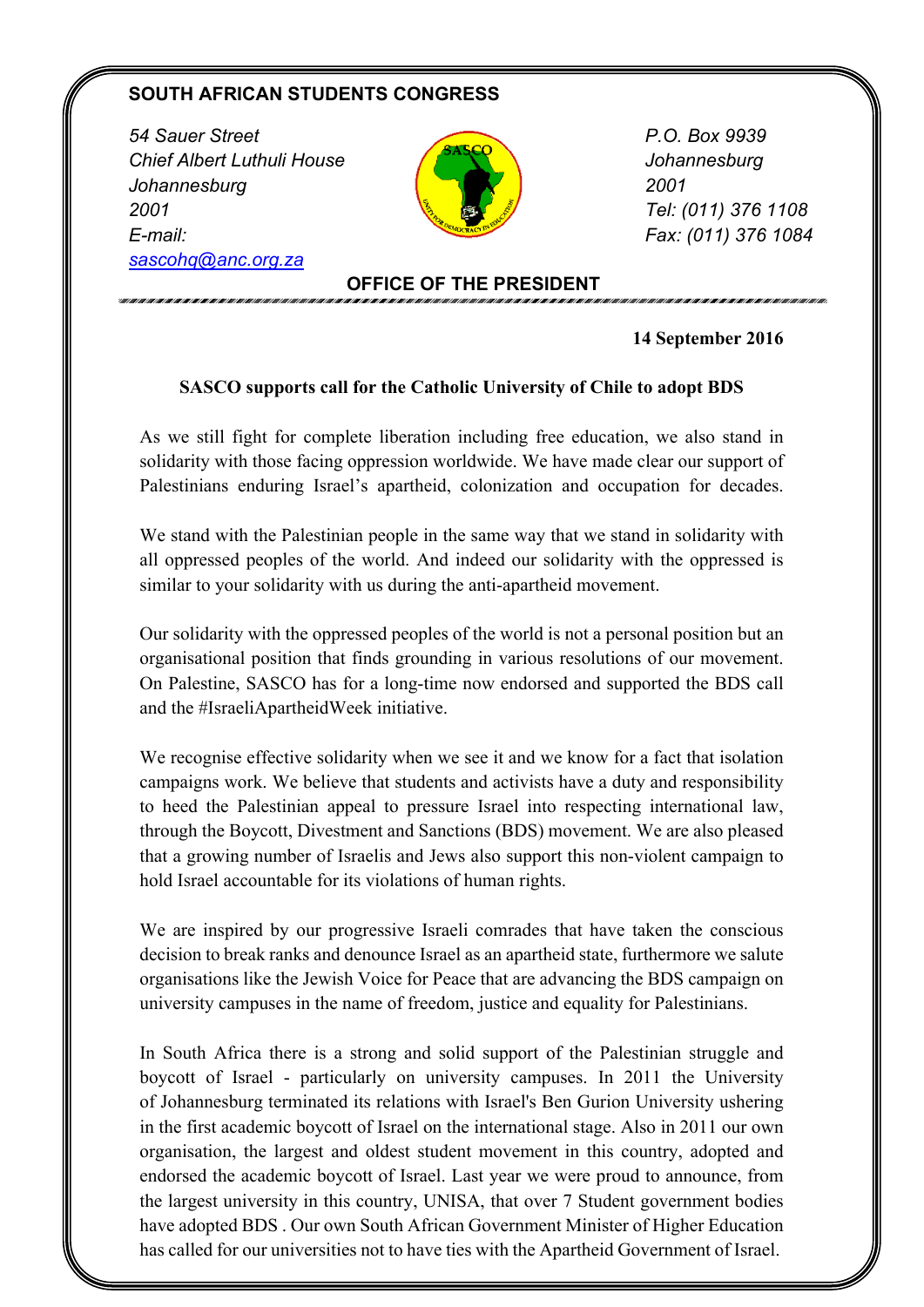**SOUTH AFRICAN STUDENTS CONGRESS**

*54 Sauer Street*
*Chief Albert Luthuli House*
*Johannesburg*
*2001*
*E-mail:*
*sascohq@anc.org.za*

*P.O. Box 9939*
*Johannesburg*
*2001*
*Tel: (011) 376 1108*
*Fax: (011) 376 1084*

**OFFICE OF THE PRESIDENT**

**14 September 2016**

**SASCO supports call for the Catholic University of Chile to adopt BDS**

As we still fight for complete liberation including free education, we also stand in solidarity with those facing oppression worldwide. We have made clear our support of Palestinians enduring Israel's apartheid, colonization and occupation for decades.

We stand with the Palestinian people in the same way that we stand in solidarity with all oppressed peoples of the world. And indeed our solidarity with the oppressed is similar to your solidarity with us during the anti-apartheid movement.

Our solidarity with the oppressed peoples of the world is not a personal position but an organisational position that finds grounding in various resolutions of our movement. On Palestine, SASCO has for a long-time now endorsed and supported the BDS call and the #IsraeliApartheidWeek initiative.

We recognise effective solidarity when we see it and we know for a fact that isolation campaigns work. We believe that students and activists have a duty and responsibility to heed the Palestinian appeal to pressure Israel into respecting international law, through the Boycott, Divestment and Sanctions (BDS) movement. We are also pleased that a growing number of Israelis and Jews also support this non-violent campaign to hold Israel accountable for its violations of human rights.

We are inspired by our progressive Israeli comrades that have taken the conscious decision to break ranks and denounce Israel as an apartheid state, furthermore we salute organisations like the Jewish Voice for Peace that are advancing the BDS campaign on university campuses in the name of freedom, justice and equality for Palestinians.

In South Africa there is a strong and solid support of the Palestinian struggle and boycott of Israel - particularly on university campuses. In 2011 the University of Johannesburg terminated its relations with Israel's Ben Gurion University ushering in the first academic boycott of Israel on the international stage. Also in 2011 our own organisation, the largest and oldest student movement in this country, adopted and endorsed the academic boycott of Israel. Last year we were proud to announce, from the largest university in this country, UNISA, that over 7 Student government bodies have adopted BDS . Our own South African Government Minister of Higher Education has called for our universities not to have ties with the Apartheid Government of Israel.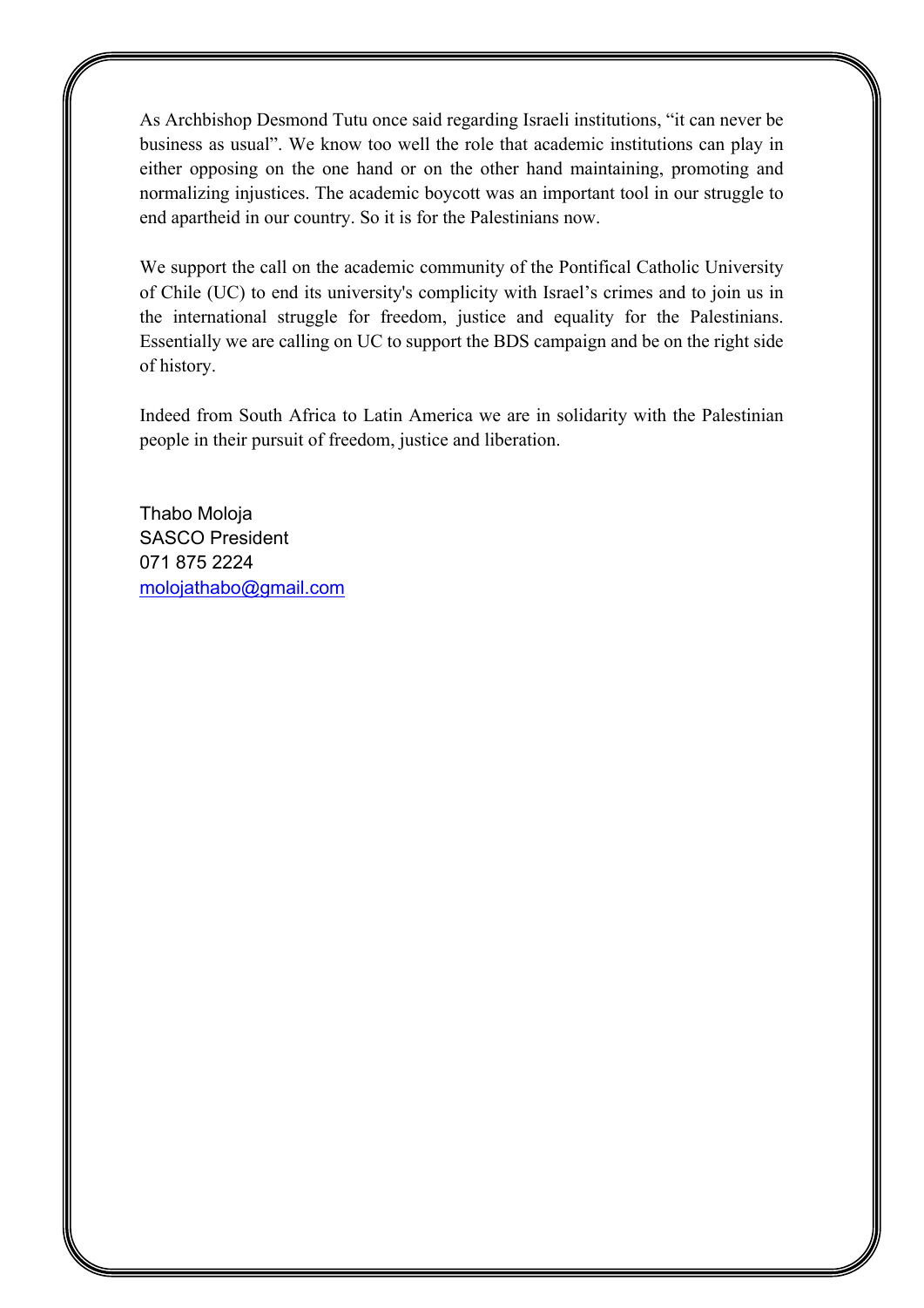As Archbishop Desmond Tutu once said regarding Israeli institutions, “it can never be business as usual”. We know too well the role that academic institutions can play in either opposing on the one hand or on the other hand maintaining, promoting and normalizing injustices. The academic boycott was an important tool in our struggle to end apartheid in our country. So it is for the Palestinians now.

We support the call on the academic community of the Pontifical Catholic University of Chile (UC) to end its university's complicity with Israel’s crimes and to join us in the international struggle for freedom, justice and equality for the Palestinians. Essentially we are calling on UC to support the BDS campaign and be on the right side of history.

Indeed from South Africa to Latin America we are in solidarity with the Palestinian people in their pursuit of freedom, justice and liberation.

Thabo Moloja
SASCO President
071 875 2224
molojathabo@gmail.com